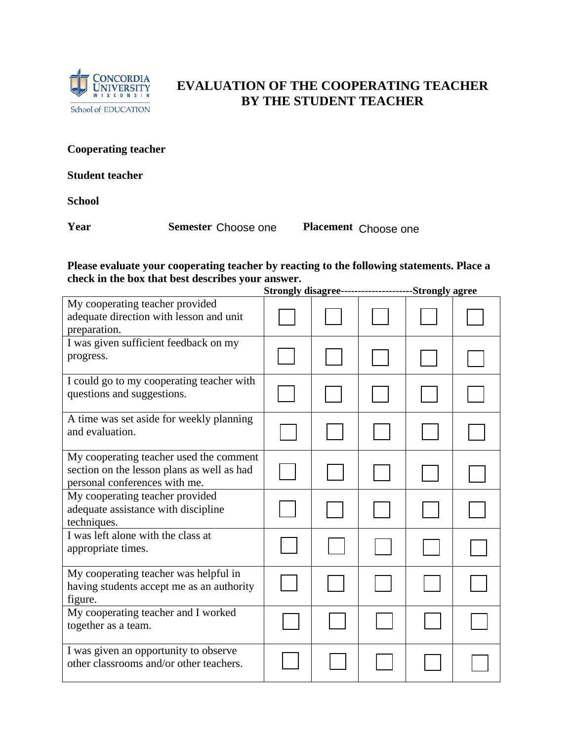Concordia University Wisconsin
School of EDUCATION

# EVALUATION OF THE COOPERATING TEACHER BY THE STUDENT TEACHER

**Cooperating teacher**

**Student teacher**

**School**

**Year** **Semester** Choose one **Placement** Choose one

**Please evaluate your cooperating teacher by reacting to the following statements. Place a check in the box that best describes your answer.**

| | **Strongly disagree** | | | | **Strongly agree** |
|---|---|---|---|---|---|
| My cooperating teacher provided adequate direction with lesson and unit preparation. | ☐ | ☐ | ☐ | ☐ | ☐ |
| I was given sufficient feedback on my progress. | ☐ | ☐ | ☐ | ☐ | ☐ |
| I could go to my cooperating teacher with questions and suggestions. | ☐ | ☐ | ☐ | ☐ | ☐ |
| A time was set aside for weekly planning and evaluation. | ☐ | ☐ | ☐ | ☐ | ☐ |
| My cooperating teacher used the comment section on the lesson plans as well as had personal conferences with me. | ☐ | ☐ | ☐ | ☐ | ☐ |
| My cooperating teacher provided adequate assistance with discipline techniques. | ☐ | ☐ | ☐ | ☐ | ☐ |
| I was left alone with the class at appropriate times. | ☐ | ☐ | ☐ | ☐ | ☐ |
| My cooperating teacher was helpful in having students accept me as an authority figure. | ☐ | ☐ | ☐ | ☐ | ☐ |
| My cooperating teacher and I worked together as a team. | ☐ | ☐ | ☐ | ☐ | ☐ |
| I was given an opportunity to observe other classrooms and/or other teachers. | ☐ | ☐ | ☐ | ☐ | ☐ |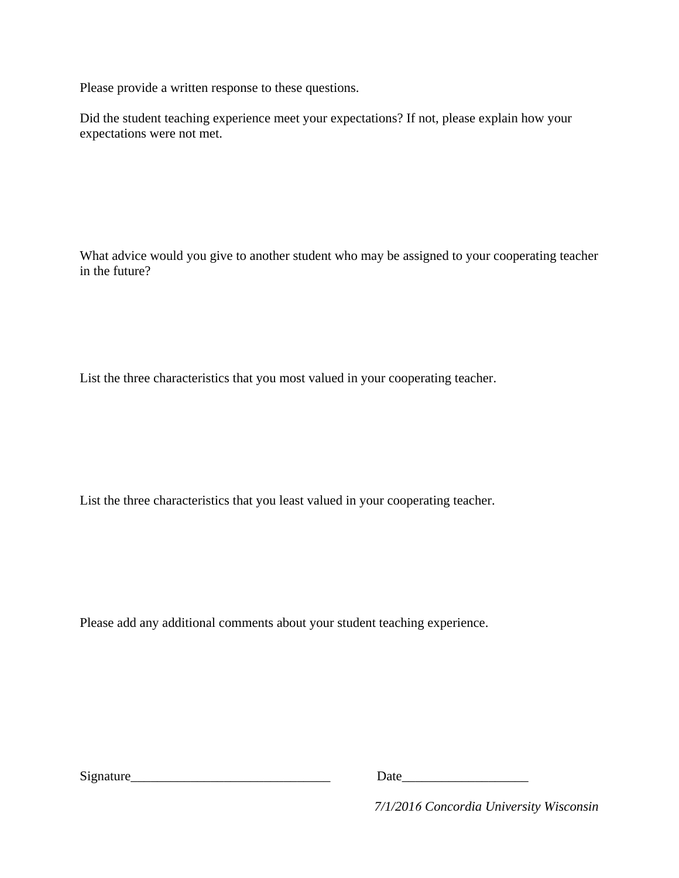Please provide a written response to these questions.

Did the student teaching experience meet your expectations? If not, please explain how your expectations were not met.

What advice would you give to another student who may be assigned to your cooperating teacher in the future?

List the three characteristics that you most valued in your cooperating teacher.

List the three characteristics that you least valued in your cooperating teacher.

Please add any additional comments about your student teaching experience.

Signature______________________________ Date__________________

*7/1/2016 Concordia University Wisconsin*